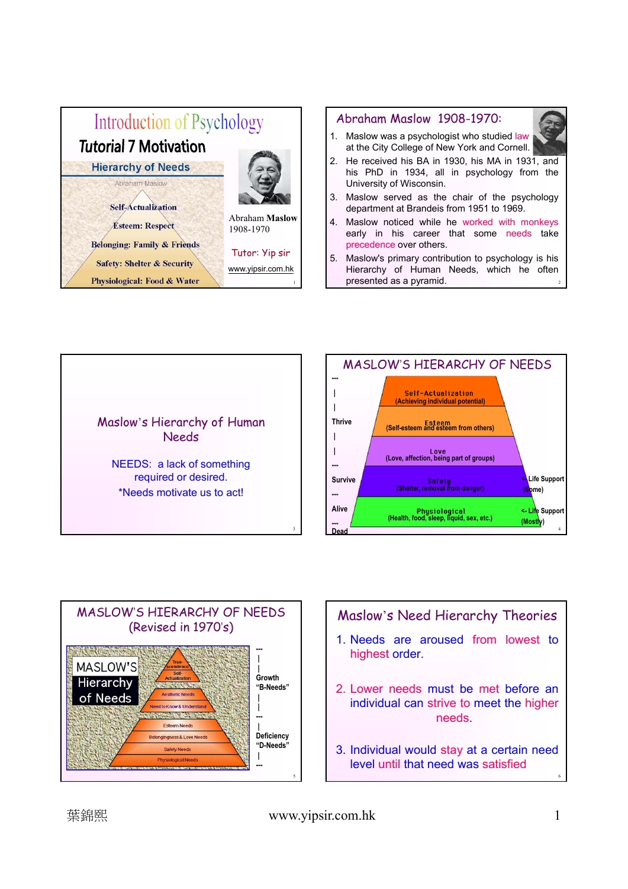# Introduction of Psychology

## Tutorial 7 Motivation

### Hierarchy of Needs

Abraham Maslow

- Self-Actualization
- Esteem: Respect
- Belonging: Family & Friends
- Safety: Shelter & Security
- Physiological: Food & Water

Abraham Maslow
1908-1970

Tutor: Yip sir

www.yipsir.com.hk

---

## Abraham Maslow 1908-1970:

1. Maslow was a psychologist who studied law at the City College of New York and Cornell.
2. He received his BA in 1930, his MA in 1931, and his PhD in 1934, all in psychology from the University of Wisconsin.
3. Maslow served as the chair of the psychology department at Brandeis from 1951 to 1969.
4. Maslow noticed while he worked with monkeys early in his career that some needs take precedence over others.
5. Maslow's primary contribution to psychology is his Hierarchy of Human Needs, which he often presented as a pyramid.

---

## Maslow's Hierarchy of Human Needs

NEEDS: a lack of something required or desired.

*Needs motivate us to act!

---

## MASLOW'S HIERARCHY OF NEEDS

| Level | Need | Description | Note |
|---|---|---|---|
| Thrive | Self-Actualization | (Achieving individual potential) | |
| Thrive | Esteem | (Self-esteem and esteem from others) | |
| Thrive | Love | (Love, affection, being part of groups) | |
| Survive | Safety | (Shelter, removal from danger) | <- Life Support (Some) |
| Alive | Physiological | (Health, food, sleep, liquid, sex, etc.) | <- Life Support (Mostly) |
| Dead | | | |

---

## MASLOW'S HIERARCHY OF NEEDS (Revised in 1970's)

MASLOW'S Hierarchy of Needs

Growth "B-Needs":
- Transcendence
- Self-Actualization
- Aesthetic Needs
- Need to Know & Understand

Deficiency "D-Needs":
- Esteem Needs
- Belongingness & Love Needs
- Safety Needs
- Physiological Needs

---

## Maslow's Need Hierarchy Theories

1. Needs are aroused from lowest to highest order.
2. Lower needs must be met before an individual can strive to meet the higher needs.
3. Individual would stay at a certain need level until that need was satisfied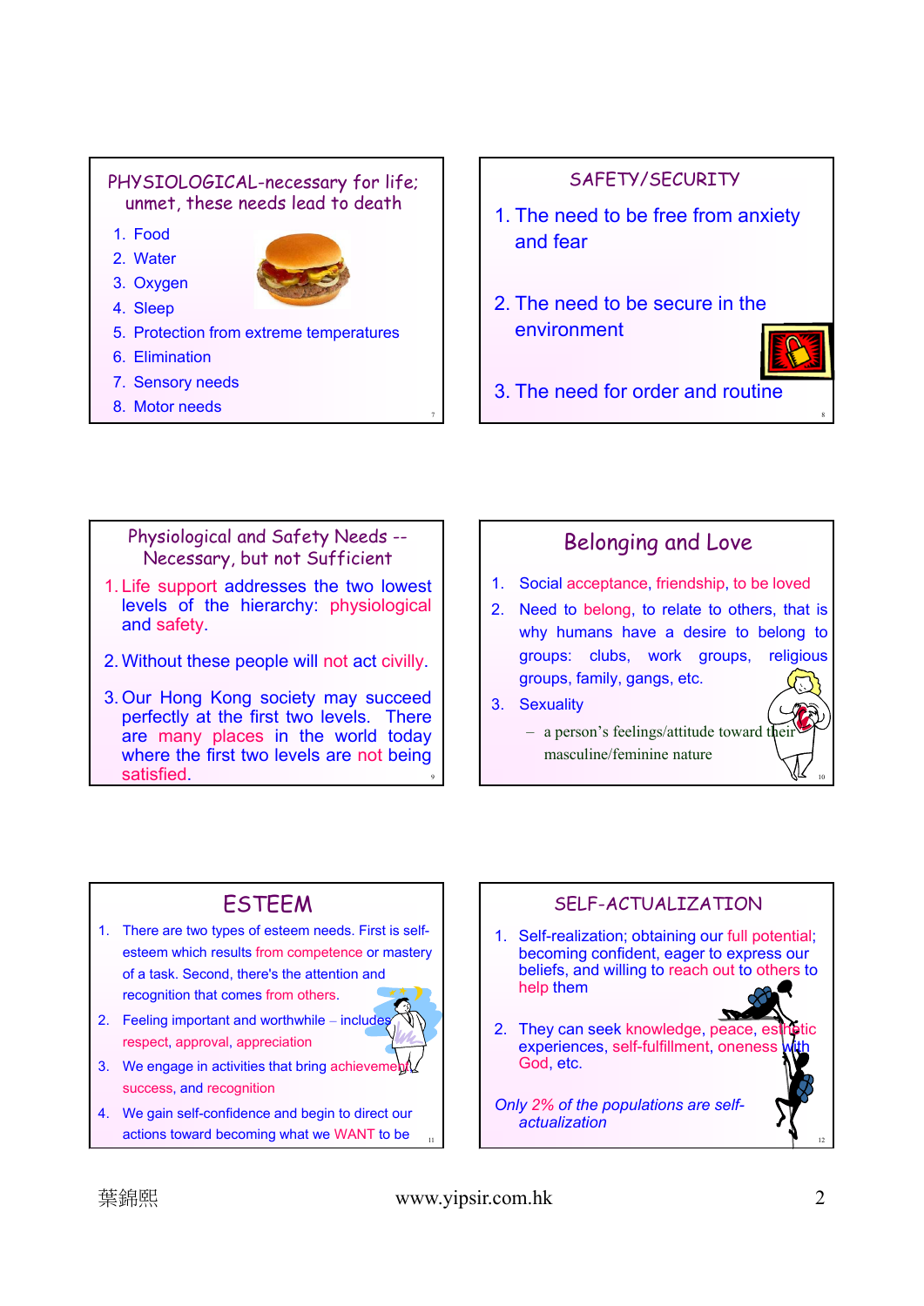## PHYSIOLOGICAL-necessary for life; unmet, these needs lead to death

1. Food
2. Water
3. Oxygen
4. Sleep
5. Protection from extreme temperatures
6. Elimination
7. Sensory needs
8. Motor needs

## SAFETY/SECURITY

1. The need to be free from anxiety and fear
2. The need to be secure in the environment
3. The need for order and routine

## Physiological and Safety Needs -- Necessary, but not Sufficient

1. Life support addresses the two lowest levels of the hierarchy: physiological and safety.
2. Without these people will not act civilly.
3. Our Hong Kong society may succeed perfectly at the first two levels. There are many places in the world today where the first two levels are not being satisfied.

## Belonging and Love

1. Social acceptance, friendship, to be loved
2. Need to belong, to relate to others, that is why humans have a desire to belong to groups: clubs, work groups, religious groups, family, gangs, etc.
3. Sexuality
   - a person's feelings/attitude toward their masculine/feminine nature

## ESTEEM

1. There are two types of esteem needs. First is self-esteem which results from competence or mastery of a task. Second, there's the attention and recognition that comes from others.
2. Feeling important and worthwhile – includes respect, approval, appreciation
3. We engage in activities that bring achievement, success, and recognition
4. We gain self-confidence and begin to direct our actions toward becoming what we WANT to be

## SELF-ACTUALIZATION

1. Self-realization; obtaining our full potential; becoming confident, eager to express our beliefs, and willing to reach out to others to help them
2. They can seek knowledge, peace, esthetic experiences, self-fulfillment, oneness with God, etc.

*Only 2% of the populations are self-actualization*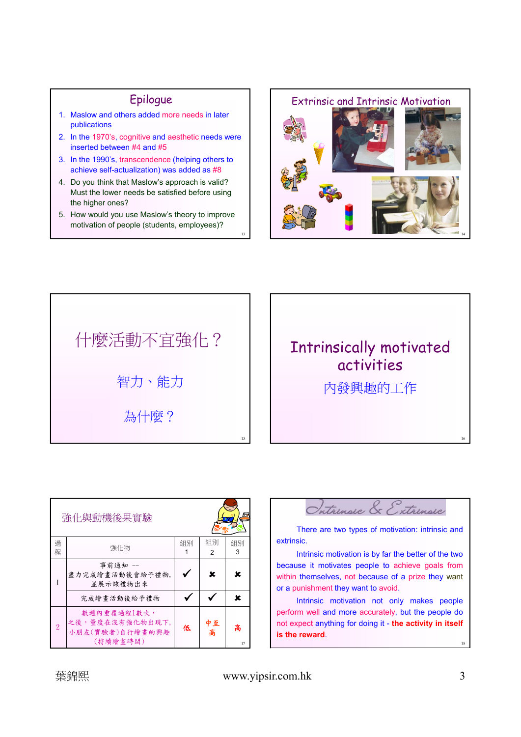## Epilogue

1. Maslow and others added more needs in later publications
2. In the 1970's, cognitive and aesthetic needs were inserted between #4 and #5
3. In the 1990's, transcendence (helping others to achieve self-actualization) was added as #8
4. Do you think that Maslow's approach is valid? Must the lower needs be satisfied before using the higher ones?
5. How would you use Maslow's theory to improve motivation of people (students, employees)?

## Extrinsic and Intrinsic Motivation

## 什麼活動不宜強化？

智力、能力

為什麼？

## Intrinsically motivated activities

內發興趣的工作

## 強化與動機後果實驗

| 過程 | 強化物 | 組別 1 | 組別 2 | 組別 3 |
|---|---|---|---|---|
| 1 | 事前通知 -- 盡力完成繪畫活動後會給予禮物，並展示該禮物出來 | ✓ | ✗ | ✗ |
| | 完成繪畫活動後給予禮物 | ✓ | ✓ | ✗ |
| 2 | 數週內重覆過程1數次，之後，量度在沒有強化物出現下，小朋友(實驗者)自行繪畫的興趣(持續繪畫時間) | 低 | 中至高 | 高 |

## Intrinsic & Extrinsic

There are two types of motivation: intrinsic and extrinsic.

Intrinsic motivation is by far the better of the two because it motivates people to achieve goals from within themselves, not because of a prize they want or a punishment they want to avoid.

Intrinsic motivation not only makes people perform well and more accurately, but the people do not expect anything for doing it - **the activity in itself is the reward**.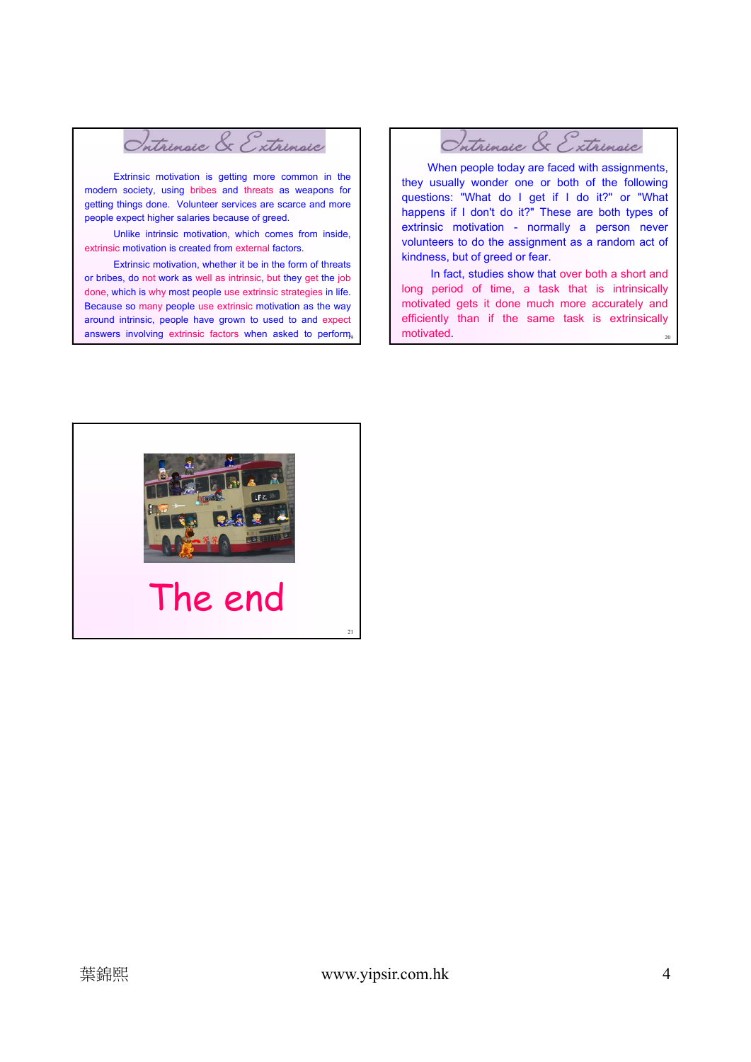## Intrinsic & Extrinsic

Extrinsic motivation is getting more common in the modern society, using bribes and threats as weapons for getting things done. Volunteer services are scarce and more people expect higher salaries because of greed.

Unlike intrinsic motivation, which comes from inside, extrinsic motivation is created from external factors.

Extrinsic motivation, whether it be in the form of threats or bribes, do not work as well as intrinsic, but they get the job done, which is why most people use extrinsic strategies in life. Because so many people use extrinsic motivation as the way around intrinsic, people have grown to used to and expect answers involving extrinsic factors when asked to perform.

## Intrinsic & Extrinsic

When people today are faced with assignments, they usually wonder one or both of the following questions: "What do I get if I do it?" or "What happens if I don't do it?" These are both types of extrinsic motivation - normally a person never volunteers to do the assignment as a random act of kindness, but of greed or fear.

In fact, studies show that over both a short and long period of time, a task that is intrinsically motivated gets it done much more accurately and efficiently than if the same task is extrinsically motivated.

# The end